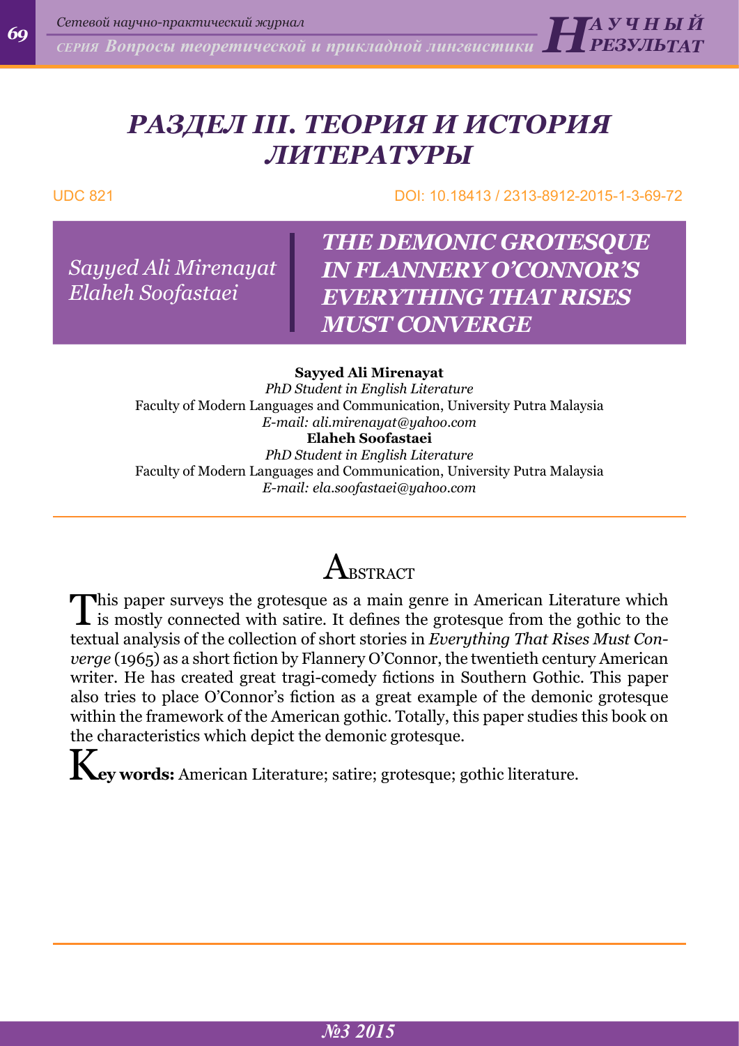# РАЗДЕЛ III. ТЕОРИЯ И ИСТОРИЯ ЛИТЕРАТУРЫ

UDC 821

DOI: 10.18413 / 2313-8912-2015-1-3-69-72

*Sayyed Ali Mirenayat*
*Elaheh Soofastaei*

## THE DEMONIC GROTESQUE IN FLANNERY O'CONNOR'S EVERYTHING THAT RISES MUST CONVERGE

**Sayyed Ali Mirenayat**
*PhD Student in English Literature*
Faculty of Modern Languages and Communication, University Putra Malaysia
*E-mail: ali.mirenayat@yahoo.com*

**Elaheh Soofastaei**
*PhD Student in English Literature*
Faculty of Modern Languages and Communication, University Putra Malaysia
*E-mail: ela.soofastaei@yahoo.com*

## Abstract

This paper surveys the grotesque as a main genre in American Literature which is mostly connected with satire. It defines the grotesque from the gothic to the textual analysis of the collection of short stories in *Everything That Rises Must Converge* (1965) as a short fiction by Flannery O'Connor, the twentieth century American writer. He has created great tragi-comedy fictions in Southern Gothic. This paper also tries to place O'Connor's fiction as a great example of the demonic grotesque within the framework of the American gothic. Totally, this paper studies this book on the characteristics which depict the demonic grotesque.

**Key words:** American Literature; satire; grotesque; gothic literature.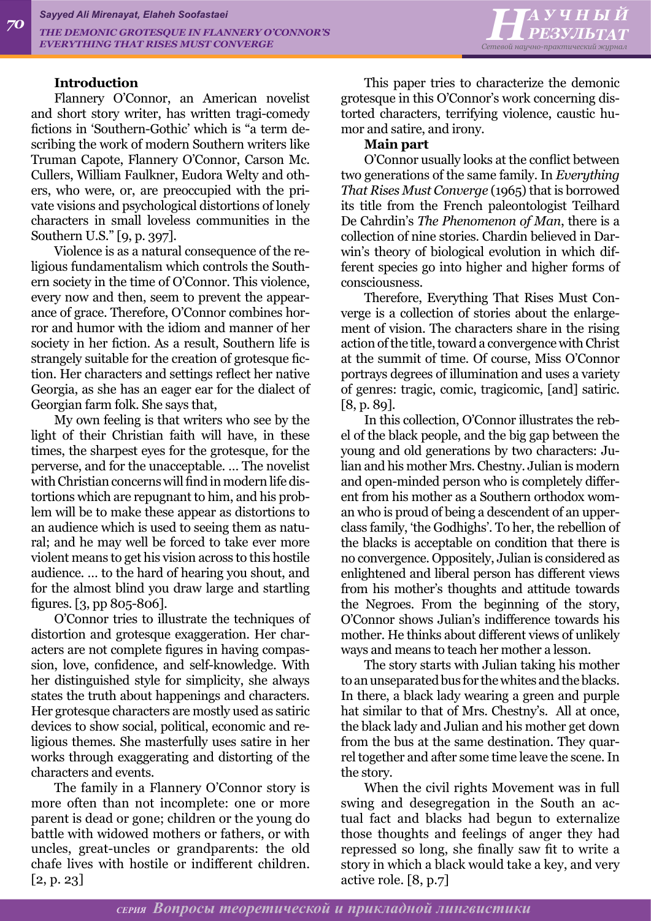## Introduction

Flannery O'Connor, an American novelist and short story writer, has written tragi-comedy fictions in 'Southern-Gothic' which is "a term describing the work of modern Southern writers like Truman Capote, Flannery O'Connor, Carson Mc. Cullers, William Faulkner, Eudora Welty and others, who were, or, are preoccupied with the private visions and psychological distortions of lonely characters in small loveless communities in the Southern U.S." [9, p. 397].

Violence is as a natural consequence of the religious fundamentalism which controls the Southern society in the time of O'Connor. This violence, every now and then, seem to prevent the appearance of grace. Therefore, O'Connor combines horror and humor with the idiom and manner of her society in her fiction. As a result, Southern life is strangely suitable for the creation of grotesque fiction. Her characters and settings reflect her native Georgia, as she has an eager ear for the dialect of Georgian farm folk. She says that,

My own feeling is that writers who see by the light of their Christian faith will have, in these times, the sharpest eyes for the grotesque, for the perverse, and for the unacceptable. ... The novelist with Christian concerns will find in modern life distortions which are repugnant to him, and his problem will be to make these appear as distortions to an audience which is used to seeing them as natural; and he may well be forced to take ever more violent means to get his vision across to this hostile audience. ... to the hard of hearing you shout, and for the almost blind you draw large and startling figures. [3, pp 805-806].

O'Connor tries to illustrate the techniques of distortion and grotesque exaggeration. Her characters are not complete figures in having compassion, love, confidence, and self-knowledge. With her distinguished style for simplicity, she always states the truth about happenings and characters. Her grotesque characters are mostly used as satiric devices to show social, political, economic and religious themes. She masterfully uses satire in her works through exaggerating and distorting of the characters and events.

The family in a Flannery O'Connor story is more often than not incomplete: one or more parent is dead or gone; children or the young do battle with widowed mothers or fathers, or with uncles, great-uncles or grandparents: the old chafe lives with hostile or indifferent children. [2, p. 23]

This paper tries to characterize the demonic grotesque in this O'Connor's work concerning distorted characters, terrifying violence, caustic humor and satire, and irony.

## Main part

O'Connor usually looks at the conflict between two generations of the same family. In *Everything That Rises Must Converge* (1965) that is borrowed its title from the French paleontologist Teilhard De Cahrdin's *The Phenomenon of Man*, there is a collection of nine stories. Chardin believed in Darwin's theory of biological evolution in which different species go into higher and higher forms of consciousness.

Therefore, Everything That Rises Must Converge is a collection of stories about the enlargement of vision. The characters share in the rising action of the title, toward a convergence with Christ at the summit of time. Of course, Miss O'Connor portrays degrees of illumination and uses a variety of genres: tragic, comic, tragicomic, [and] satiric. [8, p. 89].

In this collection, O'Connor illustrates the rebel of the black people, and the big gap between the young and old generations by two characters: Julian and his mother Mrs. Chestny. Julian is modern and open-minded person who is completely different from his mother as a Southern orthodox woman who is proud of being a descendent of an upper-class family, 'the Godhighs'. To her, the rebellion of the blacks is acceptable on condition that there is no convergence. Oppositely, Julian is considered as enlightened and liberal person has different views from his mother's thoughts and attitude towards the Negroes. From the beginning of the story, O'Connor shows Julian's indifference towards his mother. He thinks about different views of unlikely ways and means to teach her mother a lesson.

The story starts with Julian taking his mother to an unseparated bus for the whites and the blacks. In there, a black lady wearing a green and purple hat similar to that of Mrs. Chestny's. All at once, the black lady and Julian and his mother get down from the bus at the same destination. They quarrel together and after some time leave the scene. In the story.

When the civil rights Movement was in full swing and desegregation in the South an actual fact and blacks had begun to externalize those thoughts and feelings of anger they had repressed so long, she finally saw fit to write a story in which a black would take a key, and very active role. [8, p.7]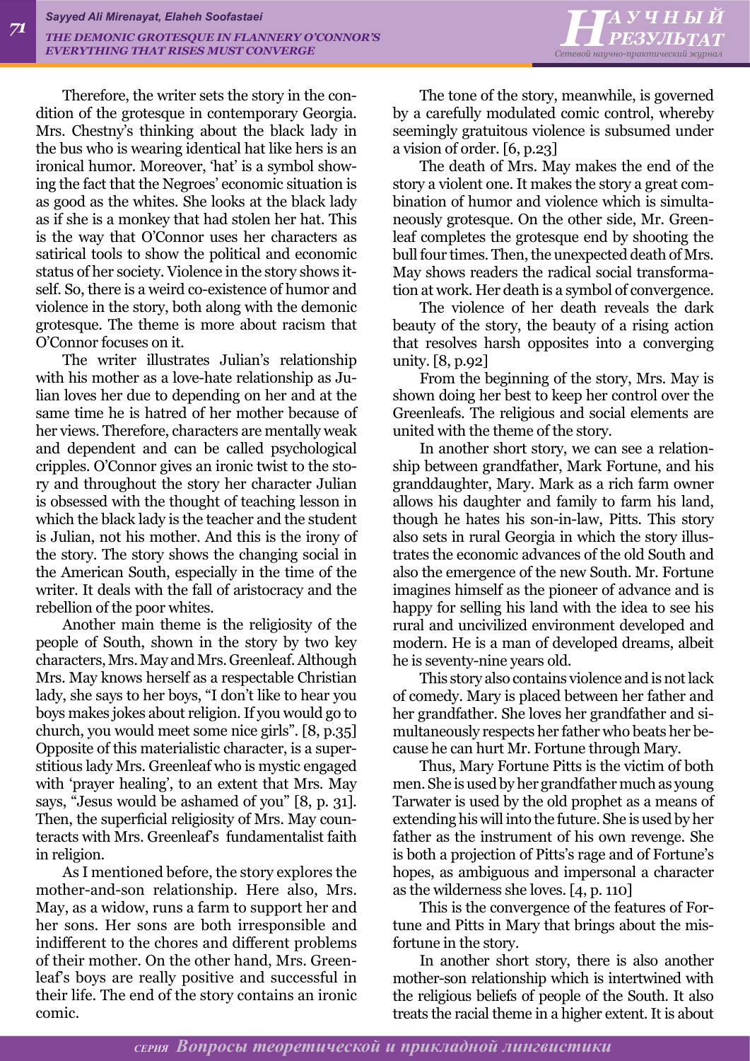Therefore, the writer sets the story in the condition of the grotesque in contemporary Georgia. Mrs. Chestny's thinking about the black lady in the bus who is wearing identical hat like hers is an ironical humor. Moreover, 'hat' is a symbol showing the fact that the Negroes' economic situation is as good as the whites. She looks at the black lady as if she is a monkey that had stolen her hat. This is the way that O'Connor uses her characters as satirical tools to show the political and economic status of her society. Violence in the story shows itself. So, there is a weird co-existence of humor and violence in the story, both along with the demonic grotesque. The theme is more about racism that O'Connor focuses on it.

The writer illustrates Julian's relationship with his mother as a love-hate relationship as Julian loves her due to depending on her and at the same time he is hatred of her mother because of her views. Therefore, characters are mentally weak and dependent and can be called psychological cripples. O'Connor gives an ironic twist to the story and throughout the story her character Julian is obsessed with the thought of teaching lesson in which the black lady is the teacher and the student is Julian, not his mother. And this is the irony of the story. The story shows the changing social in the American South, especially in the time of the writer. It deals with the fall of aristocracy and the rebellion of the poor whites.

Another main theme is the religiosity of the people of South, shown in the story by two key characters, Mrs. May and Mrs. Greenleaf. Although Mrs. May knows herself as a respectable Christian lady, she says to her boys, "I don't like to hear you boys makes jokes about religion. If you would go to church, you would meet some nice girls". [8, p.35] Opposite of this materialistic character, is a superstitious lady Mrs. Greenleaf who is mystic engaged with 'prayer healing', to an extent that Mrs. May says, "Jesus would be ashamed of you" [8, p. 31]. Then, the superficial religiosity of Mrs. May counteracts with Mrs. Greenleaf's fundamentalist faith in religion.

As I mentioned before, the story explores the mother-and-son relationship. Here also, Mrs. May, as a widow, runs a farm to support her and her sons. Her sons are both irresponsible and indifferent to the chores and different problems of their mother. On the other hand, Mrs. Greenleaf's boys are really positive and successful in their life. The end of the story contains an ironic comic.

The tone of the story, meanwhile, is governed by a carefully modulated comic control, whereby seemingly gratuitous violence is subsumed under a vision of order. [6, p.23]

The death of Mrs. May makes the end of the story a violent one. It makes the story a great combination of humor and violence which is simultaneously grotesque. On the other side, Mr. Greenleaf completes the grotesque end by shooting the bull four times. Then, the unexpected death of Mrs. May shows readers the radical social transformation at work. Her death is a symbol of convergence.

The violence of her death reveals the dark beauty of the story, the beauty of a rising action that resolves harsh opposites into a converging unity. [8, p.92]

From the beginning of the story, Mrs. May is shown doing her best to keep her control over the Greenleafs. The religious and social elements are united with the theme of the story.

In another short story, we can see a relationship between grandfather, Mark Fortune, and his granddaughter, Mary. Mark as a rich farm owner allows his daughter and family to farm his land, though he hates his son-in-law, Pitts. This story also sets in rural Georgia in which the story illustrates the economic advances of the old South and also the emergence of the new South. Mr. Fortune imagines himself as the pioneer of advance and is happy for selling his land with the idea to see his rural and uncivilized environment developed and modern. He is a man of developed dreams, albeit he is seventy-nine years old.

This story also contains violence and is not lack of comedy. Mary is placed between her father and her grandfather. She loves her grandfather and simultaneously respects her father who beats her because he can hurt Mr. Fortune through Mary.

Thus, Mary Fortune Pitts is the victim of both men. She is used by her grandfather much as young Tarwater is used by the old prophet as a means of extending his will into the future. She is used by her father as the instrument of his own revenge. She is both a projection of Pitts's rage and of Fortune's hopes, as ambiguous and impersonal a character as the wilderness she loves. [4, p. 110]

This is the convergence of the features of Fortune and Pitts in Mary that brings about the misfortune in the story.

In another short story, there is also another mother-son relationship which is intertwined with the religious beliefs of people of the South. It also treats the racial theme in a higher extent. It is about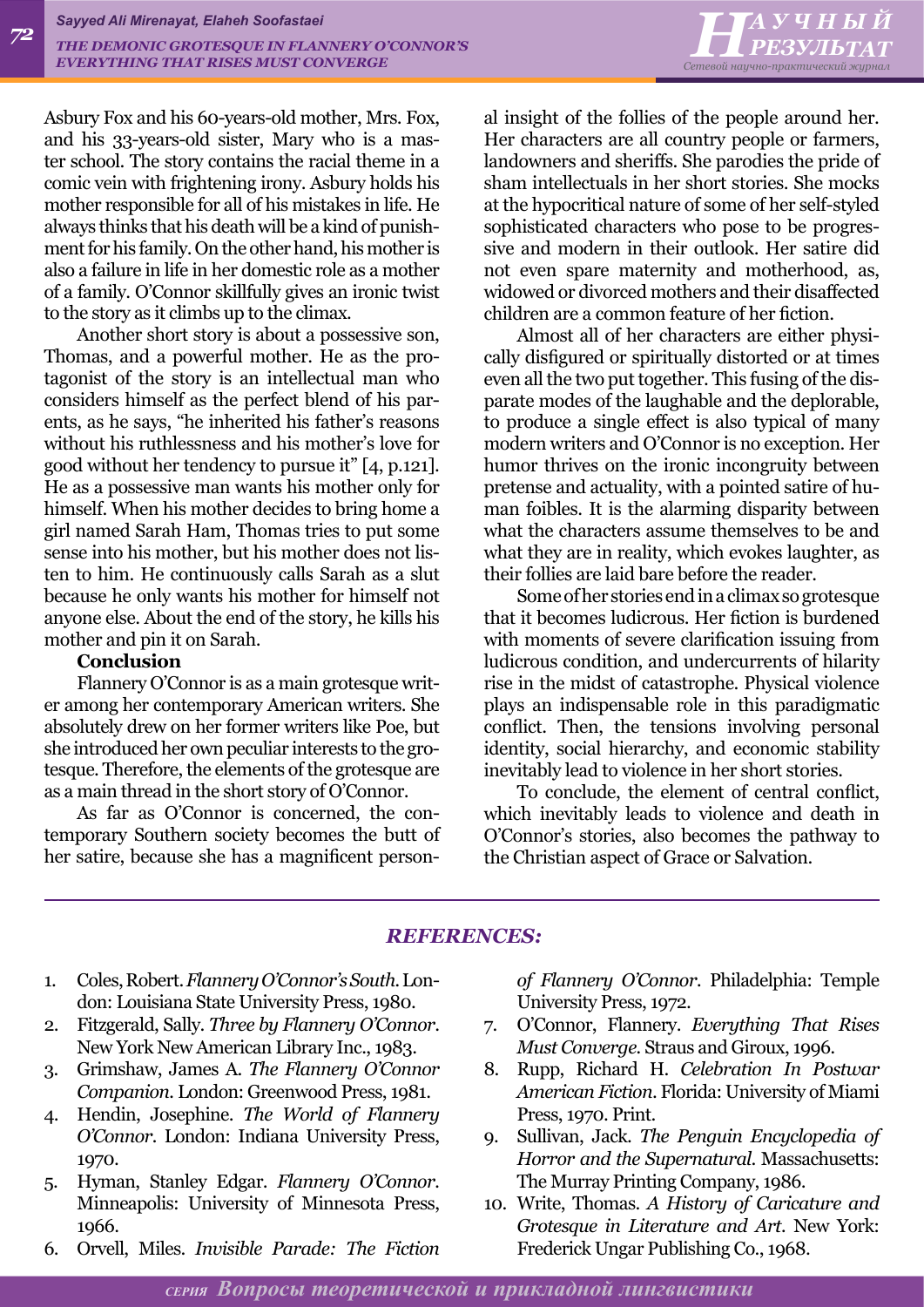Asbury Fox and his 60-years-old mother, Mrs. Fox, and his 33-years-old sister, Mary who is a master school. The story contains the racial theme in a comic vein with frightening irony. Asbury holds his mother responsible for all of his mistakes in life. He always thinks that his death will be a kind of punishment for his family. On the other hand, his mother is also a failure in life in her domestic role as a mother of a family. O'Connor skillfully gives an ironic twist to the story as it climbs up to the climax.

Another short story is about a possessive son, Thomas, and a powerful mother. He as the protagonist of the story is an intellectual man who considers himself as the perfect blend of his parents, as he says, "he inherited his father's reasons without his ruthlessness and his mother's love for good without her tendency to pursue it" [4, p.121]. He as a possessive man wants his mother only for himself. When his mother decides to bring home a girl named Sarah Ham, Thomas tries to put some sense into his mother, but his mother does not listen to him. He continuously calls Sarah as a slut because he only wants his mother for himself not anyone else. About the end of the story, he kills his mother and pin it on Sarah.

## Conclusion

Flannery O'Connor is as a main grotesque writer among her contemporary American writers. She absolutely drew on her former writers like Poe, but she introduced her own peculiar interests to the grotesque. Therefore, the elements of the grotesque are as a main thread in the short story of O'Connor.

As far as O'Connor is concerned, the contemporary Southern society becomes the butt of her satire, because she has a magnificent personal insight of the follies of the people around her. Her characters are all country people or farmers, landowners and sheriffs. She parodies the pride of sham intellectuals in her short stories. She mocks at the hypocritical nature of some of her self-styled sophisticated characters who pose to be progressive and modern in their outlook. Her satire did not even spare maternity and motherhood, as, widowed or divorced mothers and their disaffected children are a common feature of her fiction.

Almost all of her characters are either physically disfigured or spiritually distorted or at times even all the two put together. This fusing of the disparate modes of the laughable and the deplorable, to produce a single effect is also typical of many modern writers and O'Connor is no exception. Her humor thrives on the ironic incongruity between pretense and actuality, with a pointed satire of human foibles. It is the alarming disparity between what the characters assume themselves to be and what they are in reality, which evokes laughter, as their follies are laid bare before the reader.

Some of her stories end in a climax so grotesque that it becomes ludicrous. Her fiction is burdened with moments of severe clarification issuing from ludicrous condition, and undercurrents of hilarity rise in the midst of catastrophe. Physical violence plays an indispensable role in this paradigmatic conflict. Then, the tensions involving personal identity, social hierarchy, and economic stability inevitably lead to violence in her short stories.

To conclude, the element of central conflict, which inevitably leads to violence and death in O'Connor's stories, also becomes the pathway to the Christian aspect of Grace or Salvation.

## *REFERENCES:*

1. Coles, Robert. *Flannery O'Connor's South.* London: Louisiana State University Press, 1980.
2. Fitzgerald, Sally. *Three by Flannery O'Connor*. New York New American Library Inc., 1983.
3. Grimshaw, James A. *The Flannery O'Connor Companion.* London: Greenwood Press, 1981.
4. Hendin, Josephine. *The World of Flannery O'Connor*. London: Indiana University Press, 1970.
5. Hyman, Stanley Edgar. *Flannery O'Connor*. Minneapolis: University of Minnesota Press, 1966.
6. Orvell, Miles. *Invisible Parade: The Fiction of Flannery O'Connor*. Philadelphia: Temple University Press, 1972.
7. O'Connor, Flannery. *Everything That Rises Must Converge*. Straus and Giroux, 1996.
8. Rupp, Richard H. *Celebration In Postwar American Fiction*. Florida: University of Miami Press, 1970. Print.
9. Sullivan, Jack. *The Penguin Encyclopedia of Horror and the Supernatural*. Massachusetts: The Murray Printing Company, 1986.
10. Write, Thomas. *A History of Caricature and Grotesque in Literature and Art*. New York: Frederick Ungar Publishing Co., 1968.